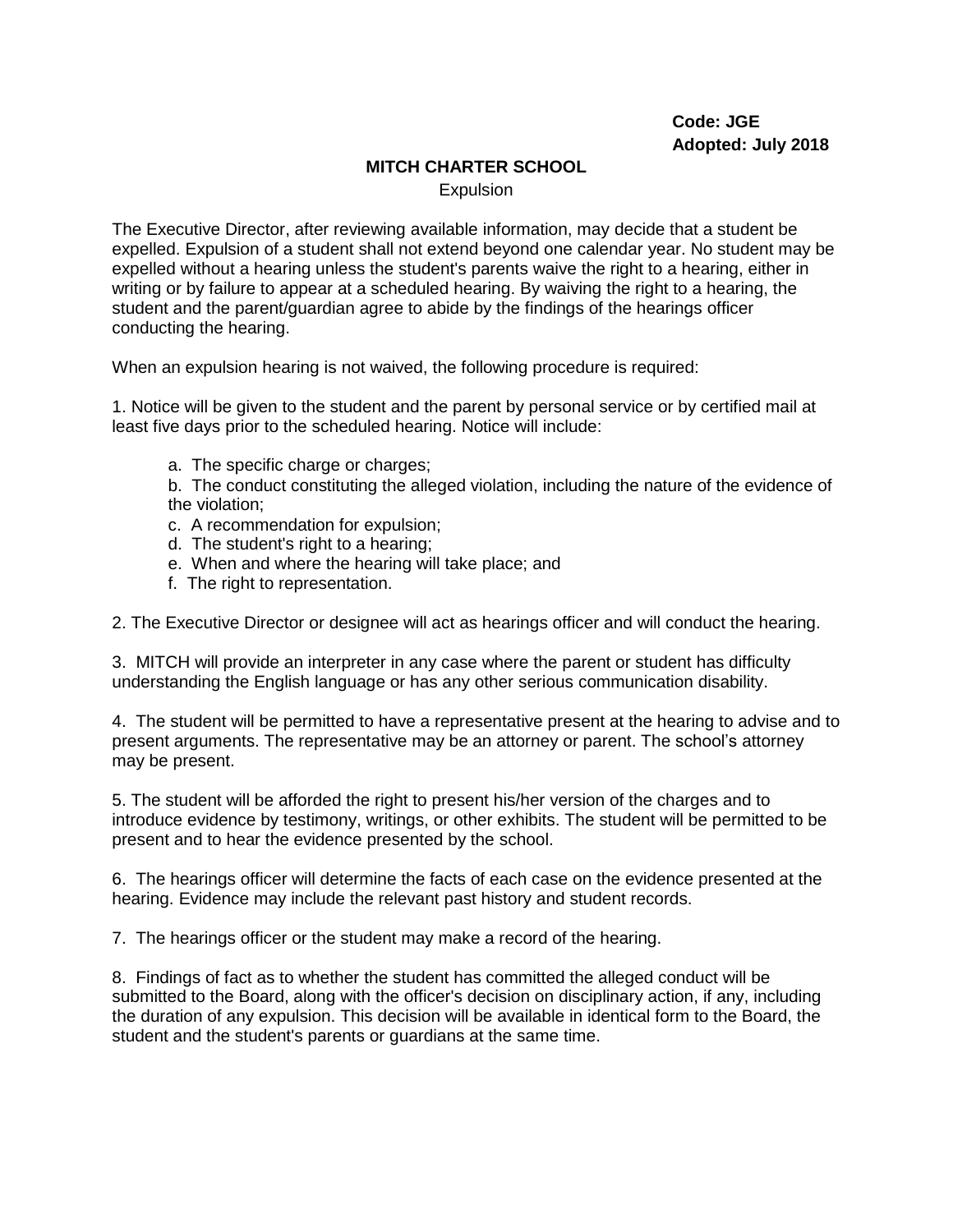**Code: JGE**
**Adopted: July 2018**

# MITCH CHARTER SCHOOL

## Expulsion

The Executive Director, after reviewing available information, may decide that a student be expelled. Expulsion of a student shall not extend beyond one calendar year. No student may be expelled without a hearing unless the student's parents waive the right to a hearing, either in writing or by failure to appear at a scheduled hearing. By waiving the right to a hearing, the student and the parent/guardian agree to abide by the findings of the hearings officer conducting the hearing.

When an expulsion hearing is not waived, the following procedure is required:

1. Notice will be given to the student and the parent by personal service or by certified mail at least five days prior to the scheduled hearing. Notice will include:

   a. The specific charge or charges;

   b. The conduct constituting the alleged violation, including the nature of the evidence of the violation;

   c. A recommendation for expulsion;

   d. The student's right to a hearing;

   e. When and where the hearing will take place; and

   f. The right to representation.

2. The Executive Director or designee will act as hearings officer and will conduct the hearing.

3. MITCH will provide an interpreter in any case where the parent or student has difficulty understanding the English language or has any other serious communication disability.

4. The student will be permitted to have a representative present at the hearing to advise and to present arguments. The representative may be an attorney or parent. The school's attorney may be present.

5. The student will be afforded the right to present his/her version of the charges and to introduce evidence by testimony, writings, or other exhibits. The student will be permitted to be present and to hear the evidence presented by the school.

6. The hearings officer will determine the facts of each case on the evidence presented at the hearing. Evidence may include the relevant past history and student records.

7. The hearings officer or the student may make a record of the hearing.

8. Findings of fact as to whether the student has committed the alleged conduct will be submitted to the Board, along with the officer's decision on disciplinary action, if any, including the duration of any expulsion. This decision will be available in identical form to the Board, the student and the student's parents or guardians at the same time.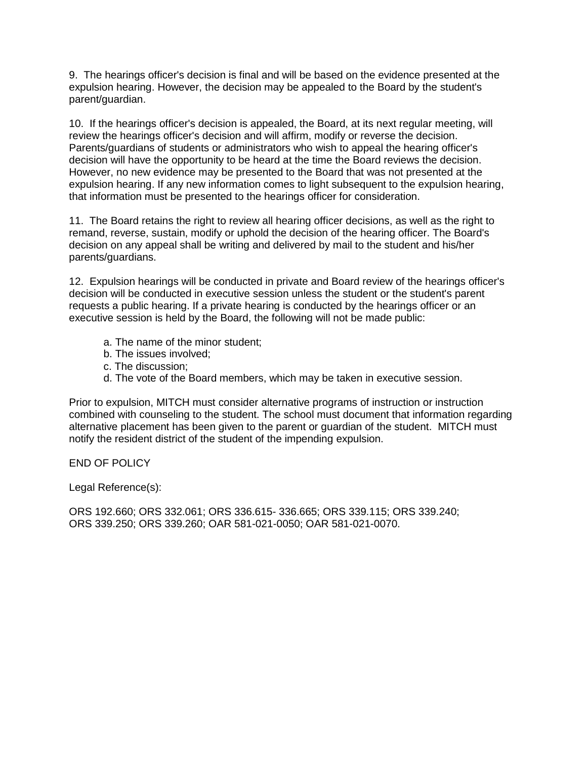9. The hearings officer's decision is final and will be based on the evidence presented at the expulsion hearing. However, the decision may be appealed to the Board by the student's parent/guardian.

10. If the hearings officer's decision is appealed, the Board, at its next regular meeting, will review the hearings officer's decision and will affirm, modify or reverse the decision. Parents/guardians of students or administrators who wish to appeal the hearing officer's decision will have the opportunity to be heard at the time the Board reviews the decision. However, no new evidence may be presented to the Board that was not presented at the expulsion hearing. If any new information comes to light subsequent to the expulsion hearing, that information must be presented to the hearings officer for consideration.

11. The Board retains the right to review all hearing officer decisions, as well as the right to remand, reverse, sustain, modify or uphold the decision of the hearing officer. The Board's decision on any appeal shall be writing and delivered by mail to the student and his/her parents/guardians.

12. Expulsion hearings will be conducted in private and Board review of the hearings officer's decision will be conducted in executive session unless the student or the student's parent requests a public hearing. If a private hearing is conducted by the hearings officer or an executive session is held by the Board, the following will not be made public:

a. The name of the minor student;
b. The issues involved;
c. The discussion;
d. The vote of the Board members, which may be taken in executive session.

Prior to expulsion, MITCH must consider alternative programs of instruction or instruction combined with counseling to the student. The school must document that information regarding alternative placement has been given to the parent or guardian of the student. MITCH must notify the resident district of the student of the impending expulsion.

END OF POLICY

Legal Reference(s):

ORS 192.660; ORS 332.061; ORS 336.615- 336.665; ORS 339.115; ORS 339.240; ORS 339.250; ORS 339.260; OAR 581-021-0050; OAR 581-021-0070.